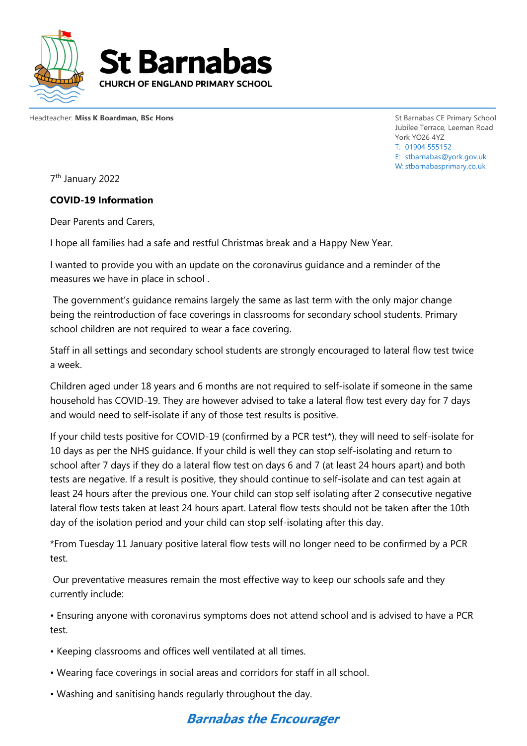# St Barnabas

**CHURCH OF ENGLAND PRIMARY SCHOOL**

Headteacher: **Miss K Boardman, BSc Hons**

St Barnabas CE Primary School
Jubilee Terrace, Leeman Road
York YO26 4YZ
T: 01904 555152
E: stbarnabas@york.gov.uk
W: stbarnabasprimary.co.uk

7th January 2022

**COVID-19 Information**

Dear Parents and Carers,

I hope all families had a safe and restful Christmas break and a Happy New Year.

I wanted to provide you with an update on the coronavirus guidance and a reminder of the measures we have in place in school .

The government's guidance remains largely the same as last term with the only major change being the reintroduction of face coverings in classrooms for secondary school students. Primary school children are not required to wear a face covering.

Staff in all settings and secondary school students are strongly encouraged to lateral flow test twice a week.

Children aged under 18 years and 6 months are not required to self-isolate if someone in the same household has COVID-19. They are however advised to take a lateral flow test every day for 7 days and would need to self-isolate if any of those test results is positive.

If your child tests positive for COVID-19 (confirmed by a PCR test*), they will need to self-isolate for 10 days as per the NHS guidance. If your child is well they can stop self-isolating and return to school after 7 days if they do a lateral flow test on days 6 and 7 (at least 24 hours apart) and both tests are negative. If a result is positive, they should continue to self-isolate and can test again at least 24 hours after the previous one. Your child can stop self isolating after 2 consecutive negative lateral flow tests taken at least 24 hours apart. Lateral flow tests should not be taken after the 10th day of the isolation period and your child can stop self-isolating after this day.

*From Tuesday 11 January positive lateral flow tests will no longer need to be confirmed by a PCR test.

Our preventative measures remain the most effective way to keep our schools safe and they currently include:

- Ensuring anyone with coronavirus symptoms does not attend school and is advised to have a PCR test.
- Keeping classrooms and offices well ventilated at all times.
- Wearing face coverings in social areas and corridors for staff in all school.
- Washing and sanitising hands regularly throughout the day.

***Barnabas the Encourager***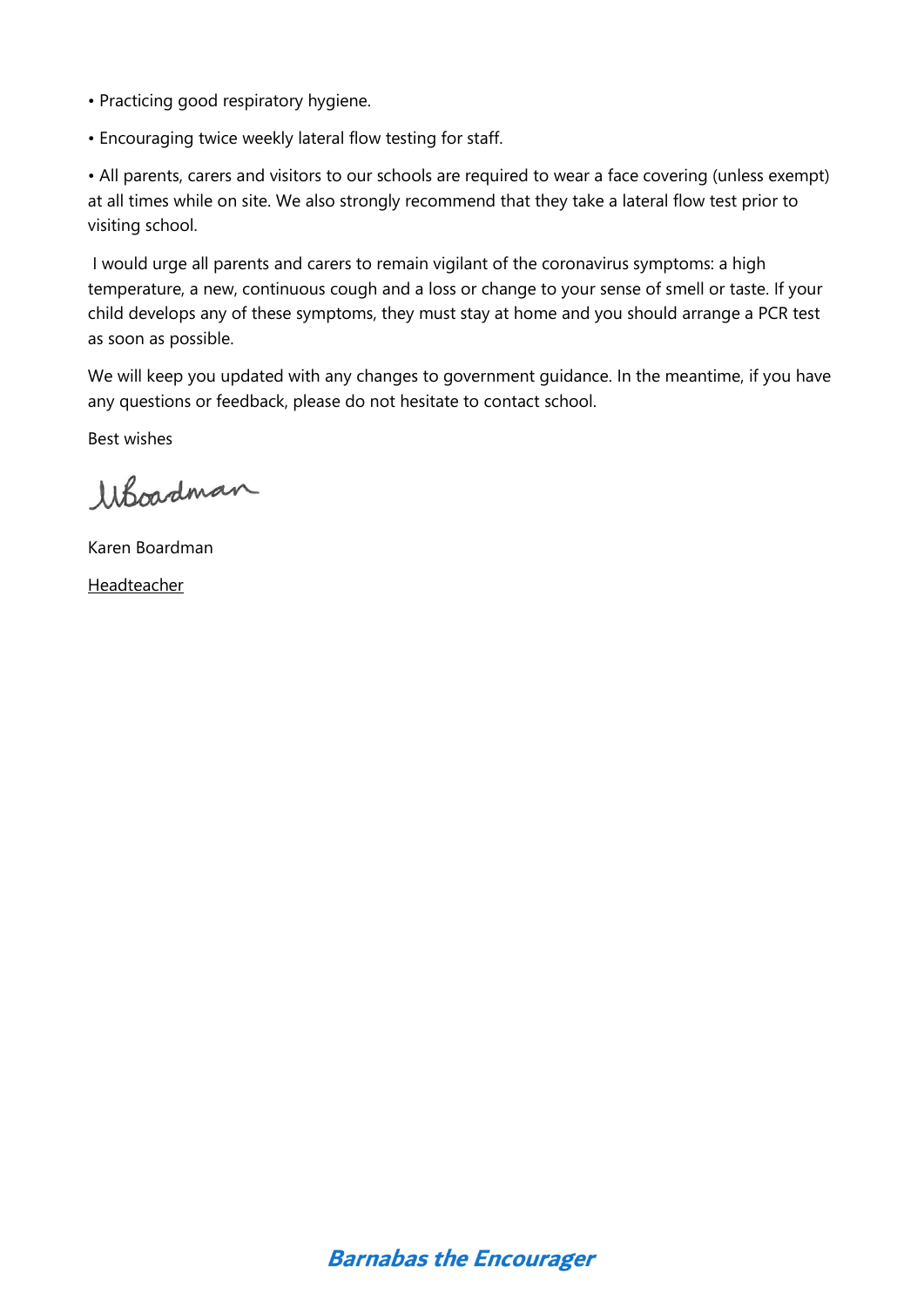- Practicing good respiratory hygiene.
- Encouraging twice weekly lateral flow testing for staff.
- All parents, carers and visitors to our schools are required to wear a face covering (unless exempt) at all times while on site. We also strongly recommend that they take a lateral flow test prior to visiting school.

I would urge all parents and carers to remain vigilant of the coronavirus symptoms: a high temperature, a new, continuous cough and a loss or change to your sense of smell or taste. If your child develops any of these symptoms, they must stay at home and you should arrange a PCR test as soon as possible.

We will keep you updated with any changes to government guidance. In the meantime, if you have any questions or feedback, please do not hesitate to contact school.

Best wishes

KBoardman

Karen Boardman

Headteacher

***Barnabas the Encourager***